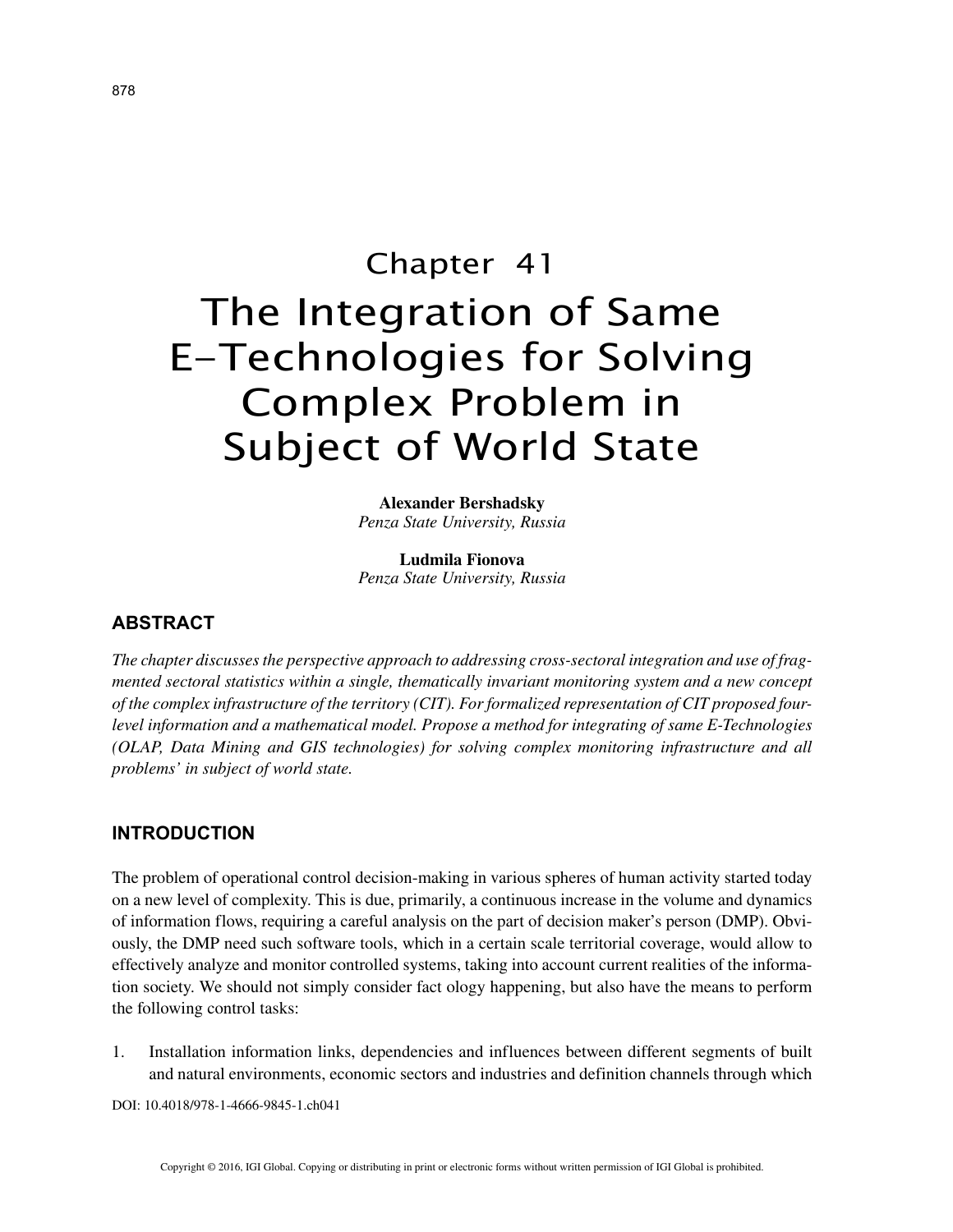# Chapter 41
# The Integration of Same E-Technologies for Solving Complex Problem in Subject of World State

**Alexander Bershadsky**
*Penza State University, Russia*

**Ludmila Fionova**
*Penza State University, Russia*

## ABSTRACT

*The chapter discusses the perspective approach to addressing cross-sectoral integration and use of fragmented sectoral statistics within a single, thematically invariant monitoring system and a new concept of the complex infrastructure of the territory (CIT). For formalized representation of CIT proposed four-level information and a mathematical model. Propose a method for integrating of same E-Technologies (OLAP, Data Mining and GIS technologies) for solving complex monitoring infrastructure and all problems' in subject of world state.*

## INTRODUCTION

The problem of operational control decision-making in various spheres of human activity started today on a new level of complexity. This is due, primarily, a continuous increase in the volume and dynamics of information flows, requiring a careful analysis on the part of decision maker's person (DMP). Obviously, the DMP need such software tools, which in a certain scale territorial coverage, would allow to effectively analyze and monitor controlled systems, taking into account current realities of the information society. We should not simply consider fact ology happening, but also have the means to perform the following control tasks:

1. Installation information links, dependencies and influences between different segments of built and natural environments, economic sectors and industries and definition channels through which

DOI: 10.4018/978-1-4666-9845-1.ch041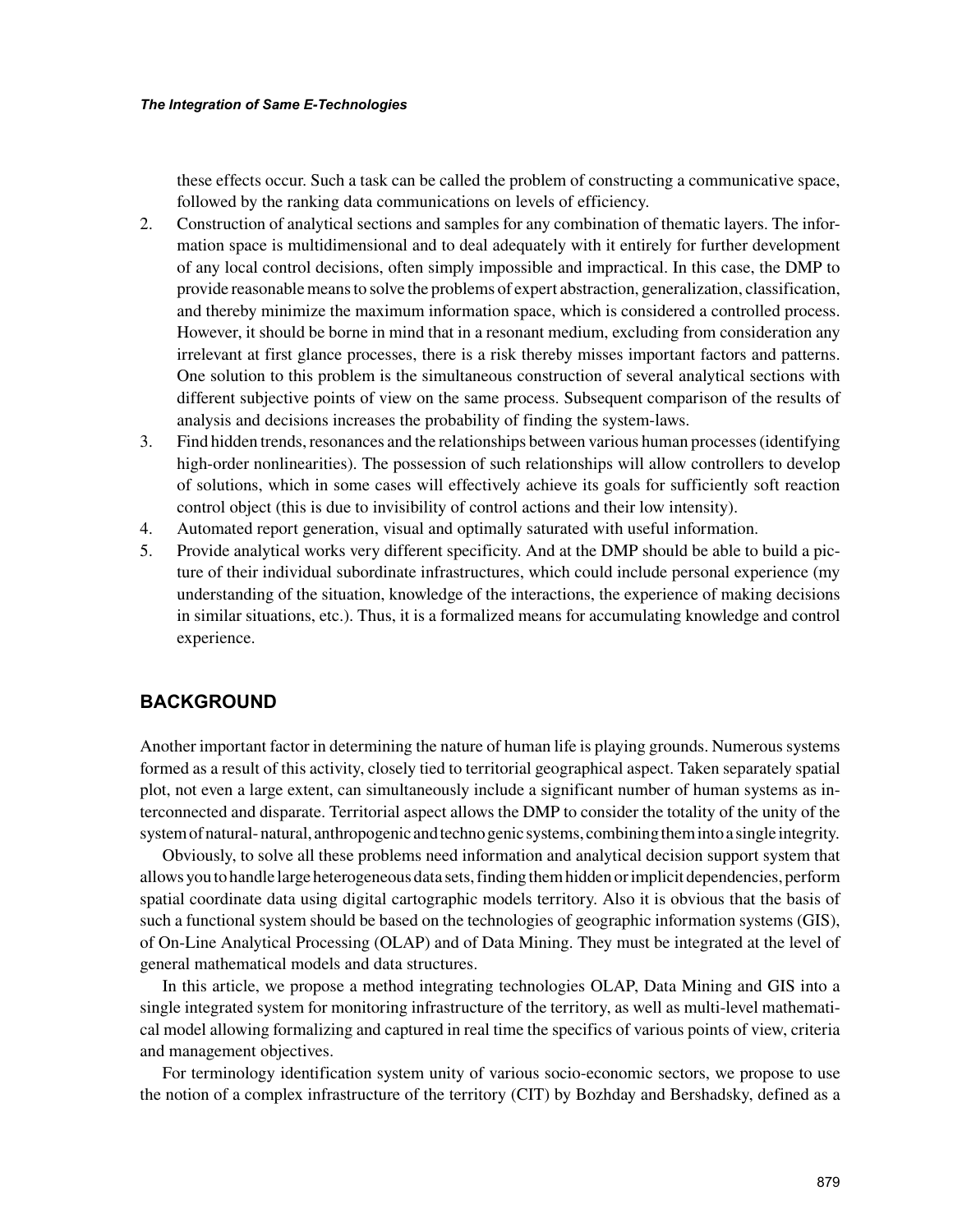these effects occur. Such a task can be called the problem of constructing a communicative space, followed by the ranking data communications on levels of efficiency.

2. Construction of analytical sections and samples for any combination of thematic layers. The information space is multidimensional and to deal adequately with it entirely for further development of any local control decisions, often simply impossible and impractical. In this case, the DMP to provide reasonable means to solve the problems of expert abstraction, generalization, classification, and thereby minimize the maximum information space, which is considered a controlled process. However, it should be borne in mind that in a resonant medium, excluding from consideration any irrelevant at first glance processes, there is a risk thereby misses important factors and patterns. One solution to this problem is the simultaneous construction of several analytical sections with different subjective points of view on the same process. Subsequent comparison of the results of analysis and decisions increases the probability of finding the system-laws.
3. Find hidden trends, resonances and the relationships between various human processes (identifying high-order nonlinearities). The possession of such relationships will allow controllers to develop of solutions, which in some cases will effectively achieve its goals for sufficiently soft reaction control object (this is due to invisibility of control actions and their low intensity).
4. Automated report generation, visual and optimally saturated with useful information.
5. Provide analytical works very different specificity. And at the DMP should be able to build a picture of their individual subordinate infrastructures, which could include personal experience (my understanding of the situation, knowledge of the interactions, the experience of making decisions in similar situations, etc.). Thus, it is a formalized means for accumulating knowledge and control experience.

## BACKGROUND

Another important factor in determining the nature of human life is playing grounds. Numerous systems formed as a result of this activity, closely tied to territorial geographical aspect. Taken separately spatial plot, not even a large extent, can simultaneously include a significant number of human systems as interconnected and disparate. Territorial aspect allows the DMP to consider the totality of the unity of the system of natural- natural, anthropogenic and techno genic systems, combining them into a single integrity.

Obviously, to solve all these problems need information and analytical decision support system that allows you to handle large heterogeneous data sets, finding them hidden or implicit dependencies, perform spatial coordinate data using digital cartographic models territory. Also it is obvious that the basis of such a functional system should be based on the technologies of geographic information systems (GIS), of On-Line Analytical Processing (OLAP) and of Data Mining. They must be integrated at the level of general mathematical models and data structures.

In this article, we propose a method integrating technologies OLAP, Data Mining and GIS into a single integrated system for monitoring infrastructure of the territory, as well as multi-level mathematical model allowing formalizing and captured in real time the specifics of various points of view, criteria and management objectives.

For terminology identification system unity of various socio-economic sectors, we propose to use the notion of a complex infrastructure of the territory (CIT) by Bozhday and Bershadsky, defined as a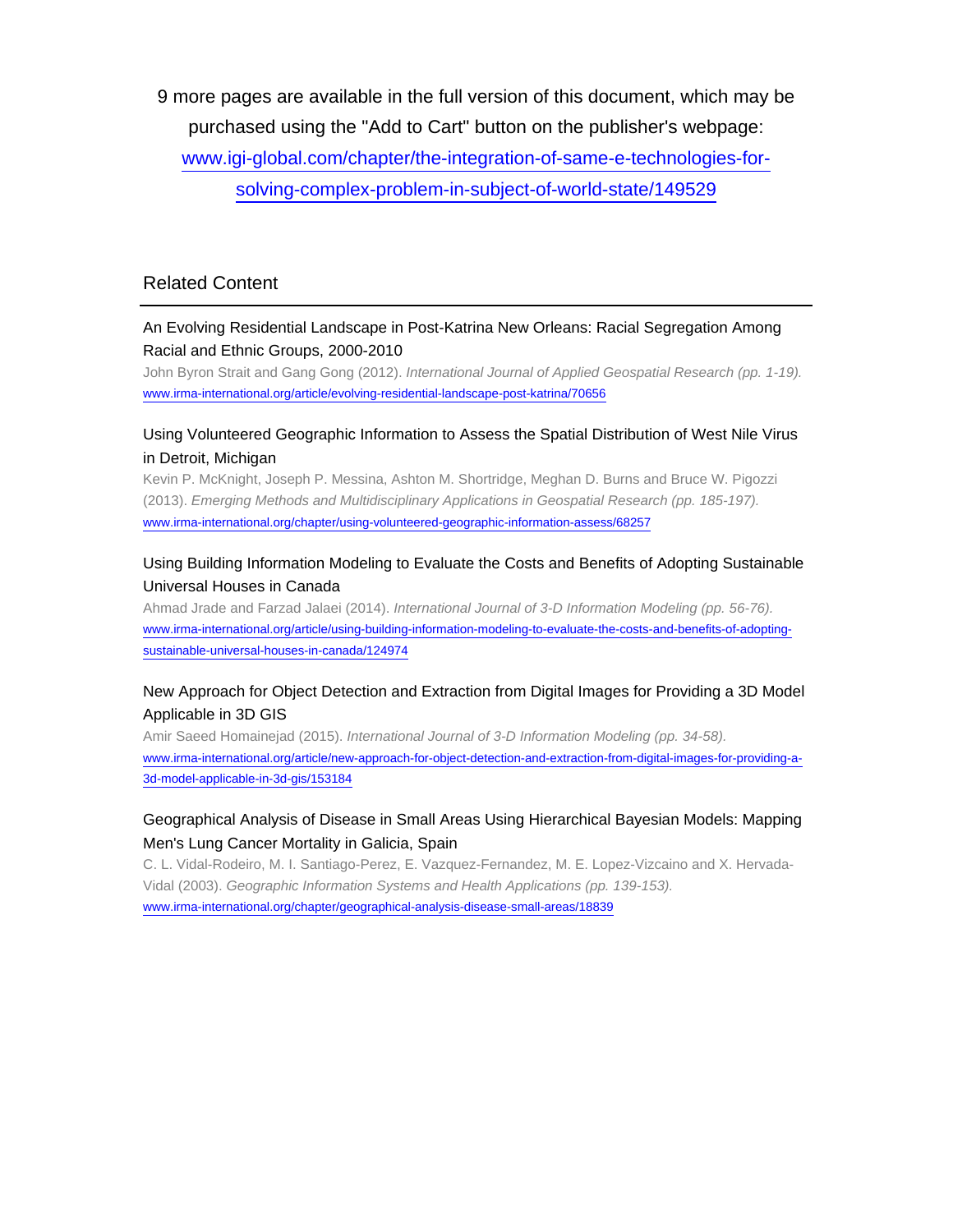9 more pages are available in the full version of this document, which may be purchased using the "Add to Cart" button on the publisher's webpage: www.igi-global.com/chapter/the-integration-of-same-e-technologies-for-solving-complex-problem-in-subject-of-world-state/149529

## Related Content

An Evolving Residential Landscape in Post-Katrina New Orleans: Racial Segregation Among Racial and Ethnic Groups, 2000-2010

John Byron Strait and Gang Gong (2012). *International Journal of Applied Geospatial Research (pp. 1-19).*

www.irma-international.org/article/evolving-residential-landscape-post-katrina/70656

Using Volunteered Geographic Information to Assess the Spatial Distribution of West Nile Virus in Detroit, Michigan

Kevin P. McKnight, Joseph P. Messina, Ashton M. Shortridge, Meghan D. Burns and Bruce W. Pigozzi (2013). *Emerging Methods and Multidisciplinary Applications in Geospatial Research (pp. 185-197).*

www.irma-international.org/chapter/using-volunteered-geographic-information-assess/68257

Using Building Information Modeling to Evaluate the Costs and Benefits of Adopting Sustainable Universal Houses in Canada

Ahmad Jrade and Farzad Jalaei (2014). *International Journal of 3-D Information Modeling (pp. 56-76).*

www.irma-international.org/article/using-building-information-modeling-to-evaluate-the-costs-and-benefits-of-adopting-sustainable-universal-houses-in-canada/124974

New Approach for Object Detection and Extraction from Digital Images for Providing a 3D Model Applicable in 3D GIS

Amir Saeed Homainejad (2015). *International Journal of 3-D Information Modeling (pp. 34-58).*

www.irma-international.org/article/new-approach-for-object-detection-and-extraction-from-digital-images-for-providing-a-3d-model-applicable-in-3d-gis/153184

Geographical Analysis of Disease in Small Areas Using Hierarchical Bayesian Models: Mapping Men's Lung Cancer Mortality in Galicia, Spain

C. L. Vidal-Rodeiro, M. I. Santiago-Perez, E. Vazquez-Fernandez, M. E. Lopez-Vizcaino and X. Hervada-Vidal (2003). *Geographic Information Systems and Health Applications (pp. 139-153).*

www.irma-international.org/chapter/geographical-analysis-disease-small-areas/18839